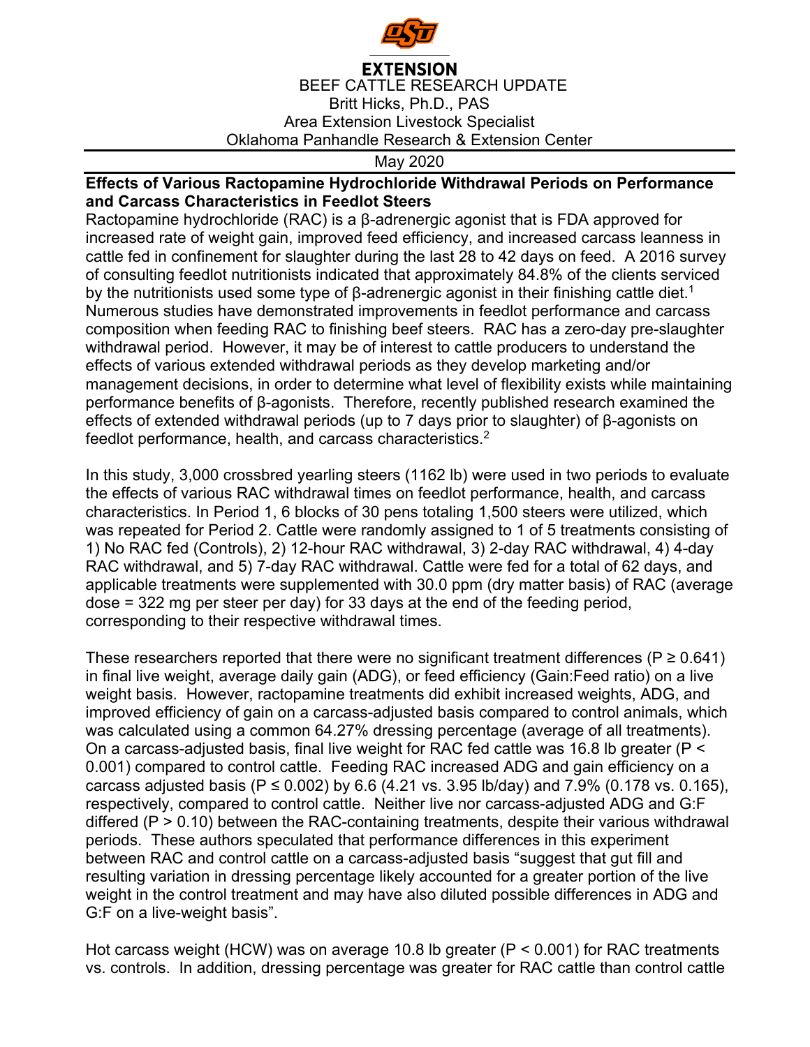**EXTENSION**

BEEF CATTLE RESEARCH UPDATE
Britt Hicks, Ph.D., PAS
Area Extension Livestock Specialist
Oklahoma Panhandle Research & Extension Center

May 2020

## Effects of Various Ractopamine Hydrochloride Withdrawal Periods on Performance and Carcass Characteristics in Feedlot Steers

Ractopamine hydrochloride (RAC) is a β-adrenergic agonist that is FDA approved for increased rate of weight gain, improved feed efficiency, and increased carcass leanness in cattle fed in confinement for slaughter during the last 28 to 42 days on feed. A 2016 survey of consulting feedlot nutritionists indicated that approximately 84.8% of the clients serviced by the nutritionists used some type of β-adrenergic agonist in their finishing cattle diet.[1] Numerous studies have demonstrated improvements in feedlot performance and carcass composition when feeding RAC to finishing beef steers. RAC has a zero-day pre-slaughter withdrawal period. However, it may be of interest to cattle producers to understand the effects of various extended withdrawal periods as they develop marketing and/or management decisions, in order to determine what level of flexibility exists while maintaining performance benefits of β-agonists. Therefore, recently published research examined the effects of extended withdrawal periods (up to 7 days prior to slaughter) of β-agonists on feedlot performance, health, and carcass characteristics.[2]

In this study, 3,000 crossbred yearling steers (1162 lb) were used in two periods to evaluate the effects of various RAC withdrawal times on feedlot performance, health, and carcass characteristics. In Period 1, 6 blocks of 30 pens totaling 1,500 steers were utilized, which was repeated for Period 2. Cattle were randomly assigned to 1 of 5 treatments consisting of 1) No RAC fed (Controls), 2) 12-hour RAC withdrawal, 3) 2-day RAC withdrawal, 4) 4-day RAC withdrawal, and 5) 7-day RAC withdrawal. Cattle were fed for a total of 62 days, and applicable treatments were supplemented with 30.0 ppm (dry matter basis) of RAC (average dose = 322 mg per steer per day) for 33 days at the end of the feeding period, corresponding to their respective withdrawal times.

These researchers reported that there were no significant treatment differences ($P \geq 0.641$) in final live weight, average daily gain (ADG), or feed efficiency (Gain:Feed ratio) on a live weight basis. However, ractopamine treatments did exhibit increased weights, ADG, and improved efficiency of gain on a carcass-adjusted basis compared to control animals, which was calculated using a common 64.27% dressing percentage (average of all treatments). On a carcass-adjusted basis, final live weight for RAC fed cattle was 16.8 lb greater ($P < 0.001$) compared to control cattle. Feeding RAC increased ADG and gain efficiency on a carcass adjusted basis ($P \leq 0.002$) by 6.6 (4.21 vs. 3.95 lb/day) and 7.9% (0.178 vs. 0.165), respectively, compared to control cattle. Neither live nor carcass-adjusted ADG and G:F differed ($P > 0.10$) between the RAC-containing treatments, despite their various withdrawal periods. These authors speculated that performance differences in this experiment between RAC and control cattle on a carcass-adjusted basis "suggest that gut fill and resulting variation in dressing percentage likely accounted for a greater portion of the live weight in the control treatment and may have also diluted possible differences in ADG and G:F on a live-weight basis".

Hot carcass weight (HCW) was on average 10.8 lb greater ($P < 0.001$) for RAC treatments vs. controls. In addition, dressing percentage was greater for RAC cattle than control cattle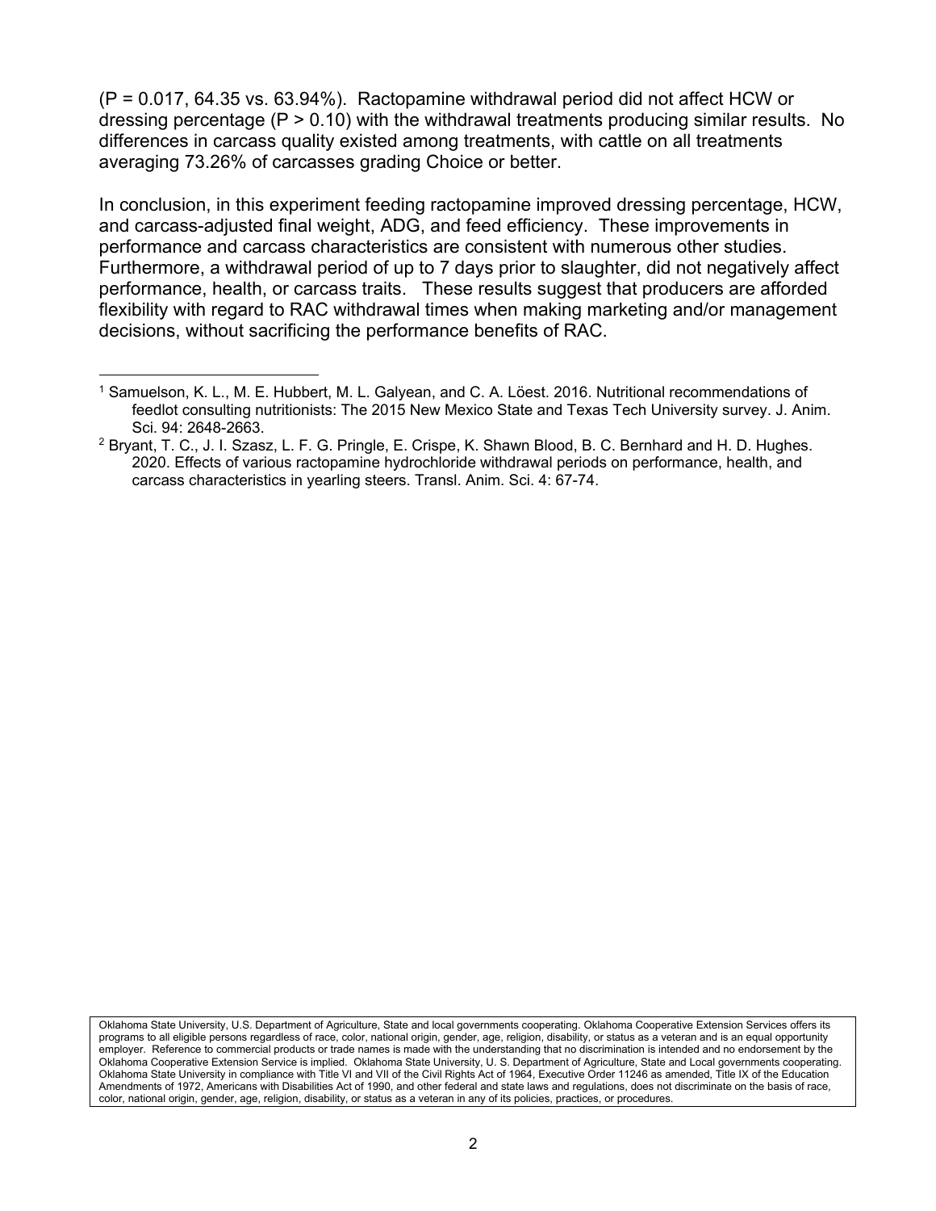($P = 0.017$, 64.35 vs. 63.94%). Ractopamine withdrawal period did not affect HCW or dressing percentage ($P > 0.10$) with the withdrawal treatments producing similar results. No differences in carcass quality existed among treatments, with cattle on all treatments averaging 73.26% of carcasses grading Choice or better.

In conclusion, in this experiment feeding ractopamine improved dressing percentage, HCW, and carcass-adjusted final weight, ADG, and feed efficiency. These improvements in performance and carcass characteristics are consistent with numerous other studies. Furthermore, a withdrawal period of up to 7 days prior to slaughter, did not negatively affect performance, health, or carcass traits. These results suggest that producers are afforded flexibility with regard to RAC withdrawal times when making marketing and/or management decisions, without sacrificing the performance benefits of RAC.

---

[1] Samuelson, K. L., M. E. Hubbert, M. L. Galyean, and C. A. Löest. 2016. Nutritional recommendations of feedlot consulting nutritionists: The 2015 New Mexico State and Texas Tech University survey. J. Anim. Sci. 94: 2648-2663.

[2] Bryant, T. C., J. I. Szasz, L. F. G. Pringle, E. Crispe, K. Shawn Blood, B. C. Bernhard and H. D. Hughes. 2020. Effects of various ractopamine hydrochloride withdrawal periods on performance, health, and carcass characteristics in yearling steers. Transl. Anim. Sci. 4: 67-74.

Oklahoma State University, U.S. Department of Agriculture, State and local governments cooperating. Oklahoma Cooperative Extension Services offers its programs to all eligible persons regardless of race, color, national origin, gender, age, religion, disability, or status as a veteran and is an equal opportunity employer. Reference to commercial products or trade names is made with the understanding that no discrimination is intended and no endorsement by the Oklahoma Cooperative Extension Service is implied. Oklahoma State University, U. S. Department of Agriculture, State and Local governments cooperating. Oklahoma State University in compliance with Title VI and VII of the Civil Rights Act of 1964, Executive Order 11246 as amended, Title IX of the Education Amendments of 1972, Americans with Disabilities Act of 1990, and other federal and state laws and regulations, does not discriminate on the basis of race, color, national origin, gender, age, religion, disability, or status as a veteran in any of its policies, practices, or procedures.